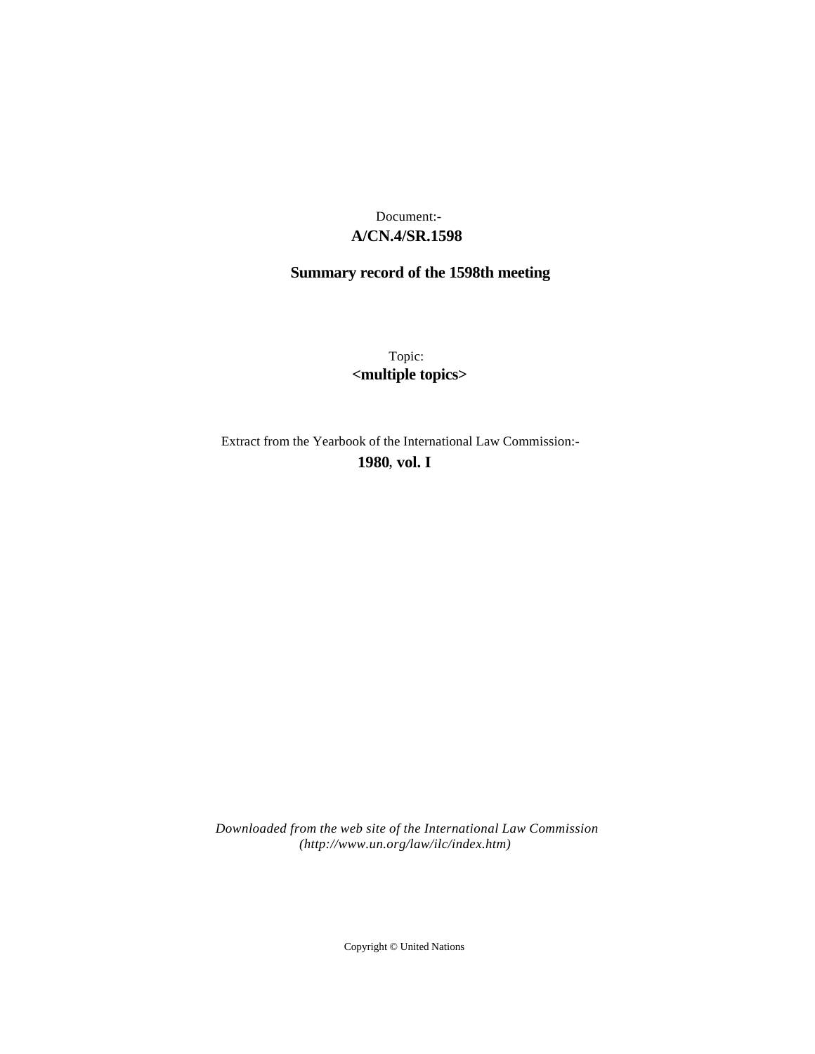Document:-
**A/CN.4/SR.1598**

**Summary record of the 1598th meeting**

Topic:
**<multiple topics>**

Extract from the Yearbook of the International Law Commission:-
**1980, vol. I**

*Downloaded from the web site of the International Law Commission (http://www.un.org/law/ilc/index.htm)*

Copyright © United Nations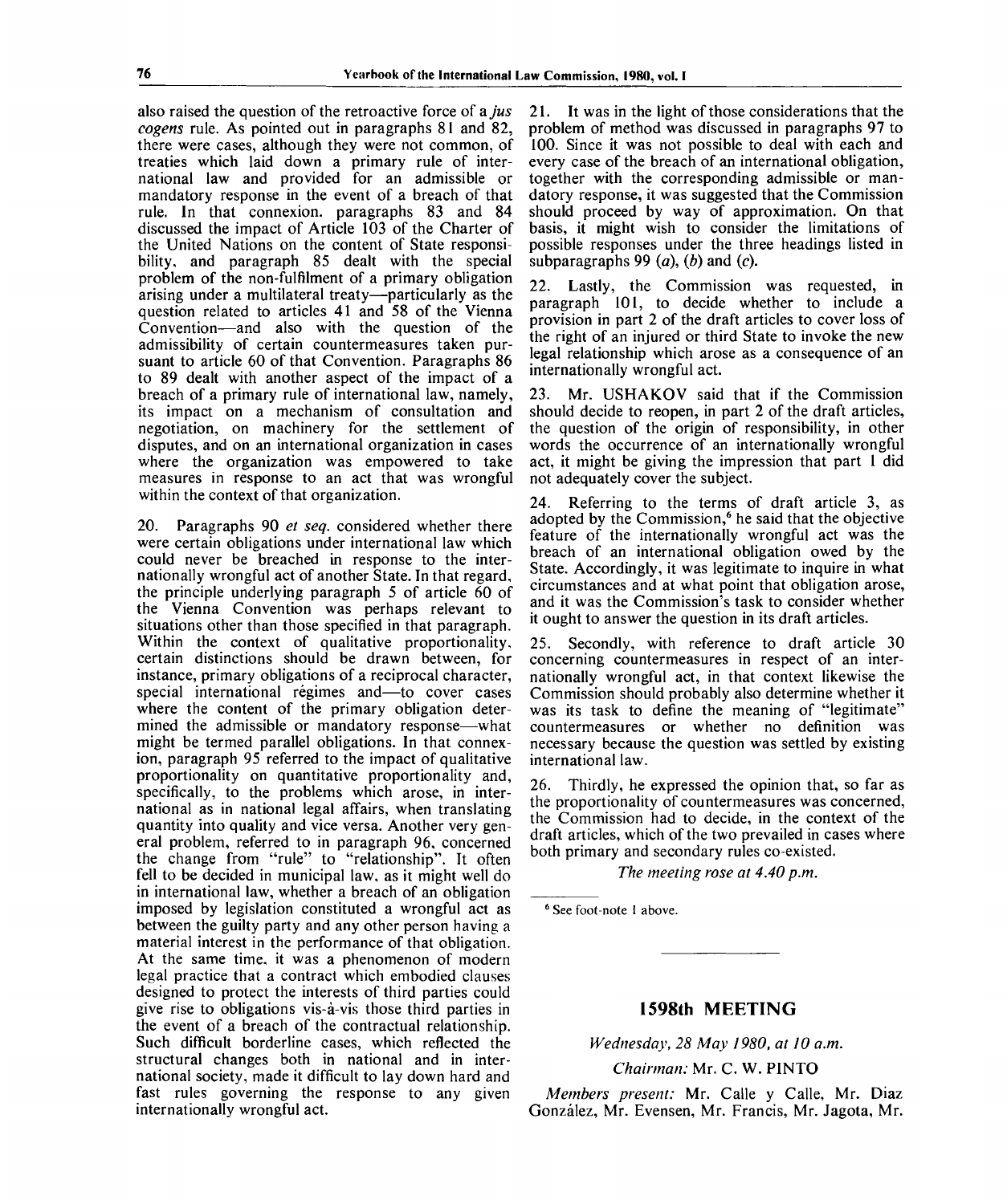also raised the question of the retroactive force of a *jus cogens* rule. As pointed out in paragraphs 81 and 82, there were cases, although they were not common, of treaties which laid down a primary rule of international law and provided for an admissible or mandatory response in the event of a breach of that rule. In that connexion, paragraphs 83 and 84 discussed the impact of Article 103 of the Charter of the United Nations on the content of State responsibility, and paragraph 85 dealt with the special problem of the non-fulfilment of a primary obligation arising under a multilateral treaty—particularly as the question related to articles 41 and 58 of the Vienna Convention—and also with the question of the admissibility of certain countermeasures taken pursuant to article 60 of that Convention. Paragraphs 86 to 89 dealt with another aspect of the impact of a breach of a primary rule of international law, namely, its impact on a mechanism of consultation and negotiation, on machinery for the settlement of disputes, and on an international organization in cases where the organization was empowered to take measures in response to an act that was wrongful within the context of that organization.

20. Paragraphs 90 *et seq.* considered whether there were certain obligations under international law which could never be breached in response to the internationally wrongful act of another State. In that regard, the principle underlying paragraph 5 of article 60 of the Vienna Convention was perhaps relevant to situations other than those specified in that paragraph. Within the context of qualitative proportionality, certain distinctions should be drawn between, for instance, primary obligations of a reciprocal character, special international régimes and—to cover cases where the content of the primary obligation determined the admissible or mandatory response—what might be termed parallel obligations. In that connexion, paragraph 95 referred to the impact of qualitative proportionality on quantitative proportionality and, specifically, to the problems which arose, in international as in national legal affairs, when translating quantity into quality and vice versa. Another very general problem, referred to in paragraph 96, concerned the change from "rule" to "relationship". It often fell to be decided in municipal law, as it might well do in international law, whether a breach of an obligation imposed by legislation constituted a wrongful act as between the guilty party and any other person having a material interest in the performance of that obligation. At the same time, it was a phenomenon of modern legal practice that a contract which embodied clauses designed to protect the interests of third parties could give rise to obligations vis-à-vis those third parties in the event of a breach of the contractual relationship. Such difficult borderline cases, which reflected the structural changes both in national and in international society, made it difficult to lay down hard and fast rules governing the response to any given internationally wrongful act.

21. It was in the light of those considerations that the problem of method was discussed in paragraphs 97 to 100. Since it was not possible to deal with each and every case of the breach of an international obligation, together with the corresponding admissible or mandatory response, it was suggested that the Commission should proceed by way of approximation. On that basis, it might wish to consider the limitations of possible responses under the three headings listed in subparagraphs 99 (*a*), (*b*) and (*c*).

22. Lastly, the Commission was requested, in paragraph 101, to decide whether to include a provision in part 2 of the draft articles to cover loss of the right of an injured or third State to invoke the new legal relationship which arose as a consequence of an internationally wrongful act.

23. Mr. USHAKOV said that if the Commission should decide to reopen, in part 2 of the draft articles, the question of the origin of responsibility, in other words the occurrence of an internationally wrongful act, it might be giving the impression that part 1 did not adequately cover the subject.

24. Referring to the terms of draft article 3, as adopted by the Commission,[6] he said that the objective feature of the internationally wrongful act was the breach of an international obligation owed by the State. Accordingly, it was legitimate to inquire in what circumstances and at what point that obligation arose, and it was the Commission's task to consider whether it ought to answer the question in its draft articles.

25. Secondly, with reference to draft article 30 concerning countermeasures in respect of an internationally wrongful act, in that context likewise the Commission should probably also determine whether it was its task to define the meaning of "legitimate" countermeasures or whether no definition was necessary because the question was settled by existing international law.

26. Thirdly, he expressed the opinion that, so far as the proportionality of countermeasures was concerned, the Commission had to decide, in the context of the draft articles, which of the two prevailed in cases where both primary and secondary rules co-existed.

*The meeting rose at 4.40 p.m.*

[6] See foot-note 1 above.

## 1598th MEETING

*Wednesday, 28 May 1980, at 10 a.m.*

*Chairman:* Mr. C. W. PINTO

*Members present:* Mr. Calle y Calle, Mr. Díaz González, Mr. Evensen, Mr. Francis, Mr. Jagota, Mr.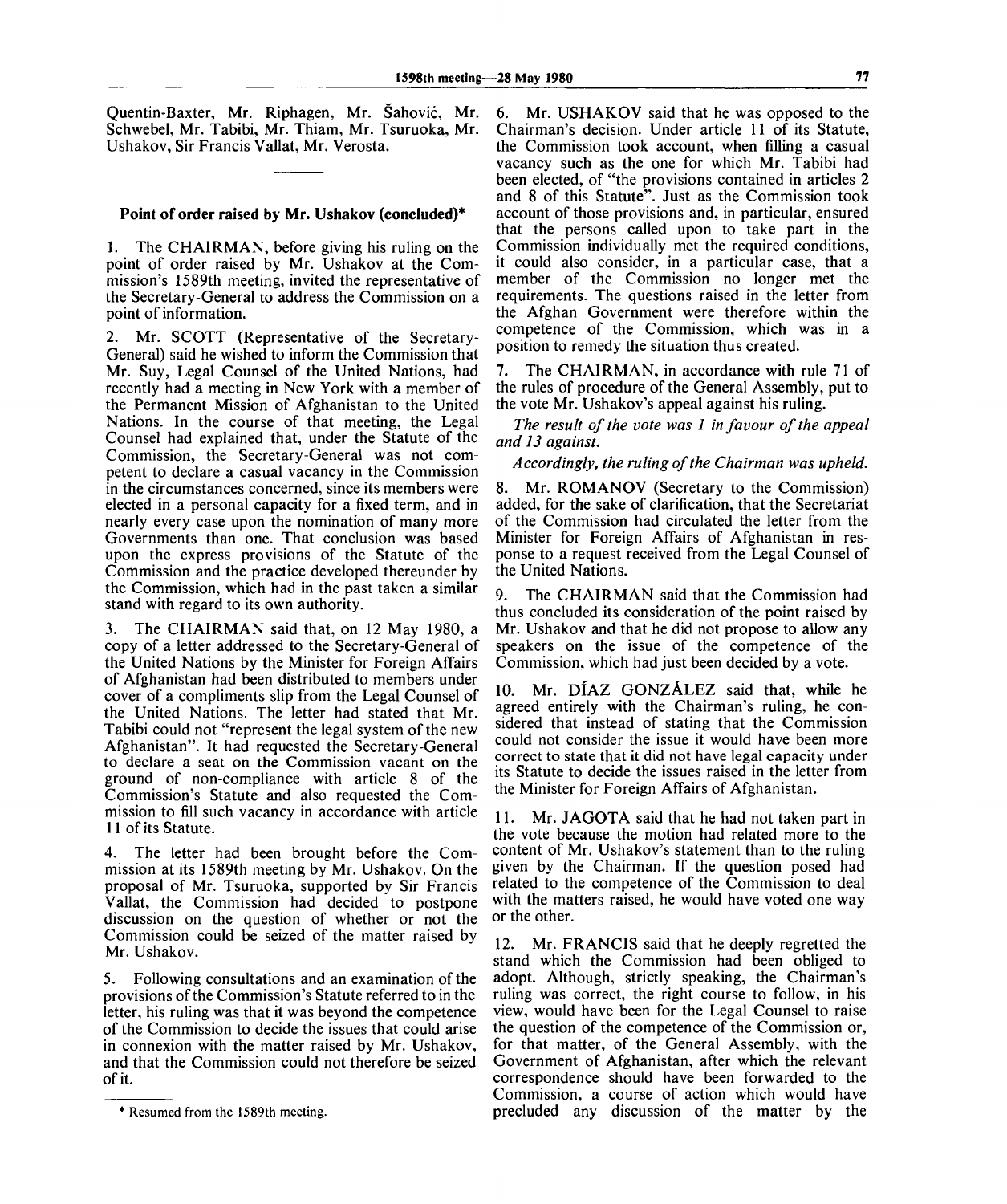Quentin-Baxter, Mr. Riphagen, Mr. Šahović, Mr. Schwebel, Mr. Tabibi, Mr. Thiam, Mr. Tsuruoka, Mr. Ushakov, Sir Francis Vallat, Mr. Verosta.

---

### Point of order raised by Mr. Ushakov (concluded)*

1. The CHAIRMAN, before giving his ruling on the point of order raised by Mr. Ushakov at the Commission's 1589th meeting, invited the representative of the Secretary-General to address the Commission on a point of information.

2. Mr. SCOTT (Representative of the Secretary-General) said he wished to inform the Commission that Mr. Suy, Legal Counsel of the United Nations, had recently had a meeting in New York with a member of the Permanent Mission of Afghanistan to the United Nations. In the course of that meeting, the Legal Counsel had explained that, under the Statute of the Commission, the Secretary-General was not competent to declare a casual vacancy in the Commission in the circumstances concerned, since its members were elected in a personal capacity for a fixed term, and in nearly every case upon the nomination of many more Governments than one. That conclusion was based upon the express provisions of the Statute of the Commission and the practice developed thereunder by the Commission, which had in the past taken a similar stand with regard to its own authority.

3. The CHAIRMAN said that, on 12 May 1980, a copy of a letter addressed to the Secretary-General of the United Nations by the Minister for Foreign Affairs of Afghanistan had been distributed to members under cover of a compliments slip from the Legal Counsel of the United Nations. The letter had stated that Mr. Tabibi could not "represent the legal system of the new Afghanistan". It had requested the Secretary-General to declare a seat on the Commission vacant on the ground of non-compliance with article 8 of the Commission's Statute and also requested the Commission to fill such vacancy in accordance with article 11 of its Statute.

4. The letter had been brought before the Commission at its 1589th meeting by Mr. Ushakov. On the proposal of Mr. Tsuruoka, supported by Sir Francis Vallat, the Commission had decided to postpone discussion on the question of whether or not the Commission could be seized of the matter raised by Mr. Ushakov.

5. Following consultations and an examination of the provisions of the Commission's Statute referred to in the letter, his ruling was that it was beyond the competence of the Commission to decide the issues that could arise in connexion with the matter raised by Mr. Ushakov, and that the Commission could not therefore be seized of it.

6. Mr. USHAKOV said that he was opposed to the Chairman's decision. Under article 11 of its Statute, the Commission took account, when filling a casual vacancy such as the one for which Mr. Tabibi had been elected, of "the provisions contained in articles 2 and 8 of this Statute". Just as the Commission took account of those provisions and, in particular, ensured that the persons called upon to take part in the Commission individually met the required conditions, it could also consider, in a particular case, that a member of the Commission no longer met the requirements. The questions raised in the letter from the Afghan Government were therefore within the competence of the Commission, which was in a position to remedy the situation thus created.

7. The CHAIRMAN, in accordance with rule 71 of the rules of procedure of the General Assembly, put to the vote Mr. Ushakov's appeal against his ruling.

*The result of the vote was 1 in favour of the appeal and 13 against.*

*Accordingly, the ruling of the Chairman was upheld.*

8. Mr. ROMANOV (Secretary to the Commission) added, for the sake of clarification, that the Secretariat of the Commission had circulated the letter from the Minister for Foreign Affairs of Afghanistan in response to a request received from the Legal Counsel of the United Nations.

9. The CHAIRMAN said that the Commission had thus concluded its consideration of the point raised by Mr. Ushakov and that he did not propose to allow any speakers on the issue of the competence of the Commission, which had just been decided by a vote.

10. Mr. DÍAZ GONZÁLEZ said that, while he agreed entirely with the Chairman's ruling, he considered that instead of stating that the Commission could not consider the issue it would have been more correct to state that it did not have legal capacity under its Statute to decide the issues raised in the letter from the Minister for Foreign Affairs of Afghanistan.

11. Mr. JAGOTA said that he had not taken part in the vote because the motion had related more to the content of Mr. Ushakov's statement than to the ruling given by the Chairman. If the question posed had related to the competence of the Commission to deal with the matters raised, he would have voted one way or the other.

12. Mr. FRANCIS said that he deeply regretted the stand which the Commission had been obliged to adopt. Although, strictly speaking, the Chairman's ruling was correct, the right course to follow, in his view, would have been for the Legal Counsel to raise the question of the competence of the Commission or, for that matter, of the General Assembly, with the Government of Afghanistan, after which the relevant correspondence should have been forwarded to the Commission, a course of action which would have precluded any discussion of the matter by the

---

* Resumed from the 1589th meeting.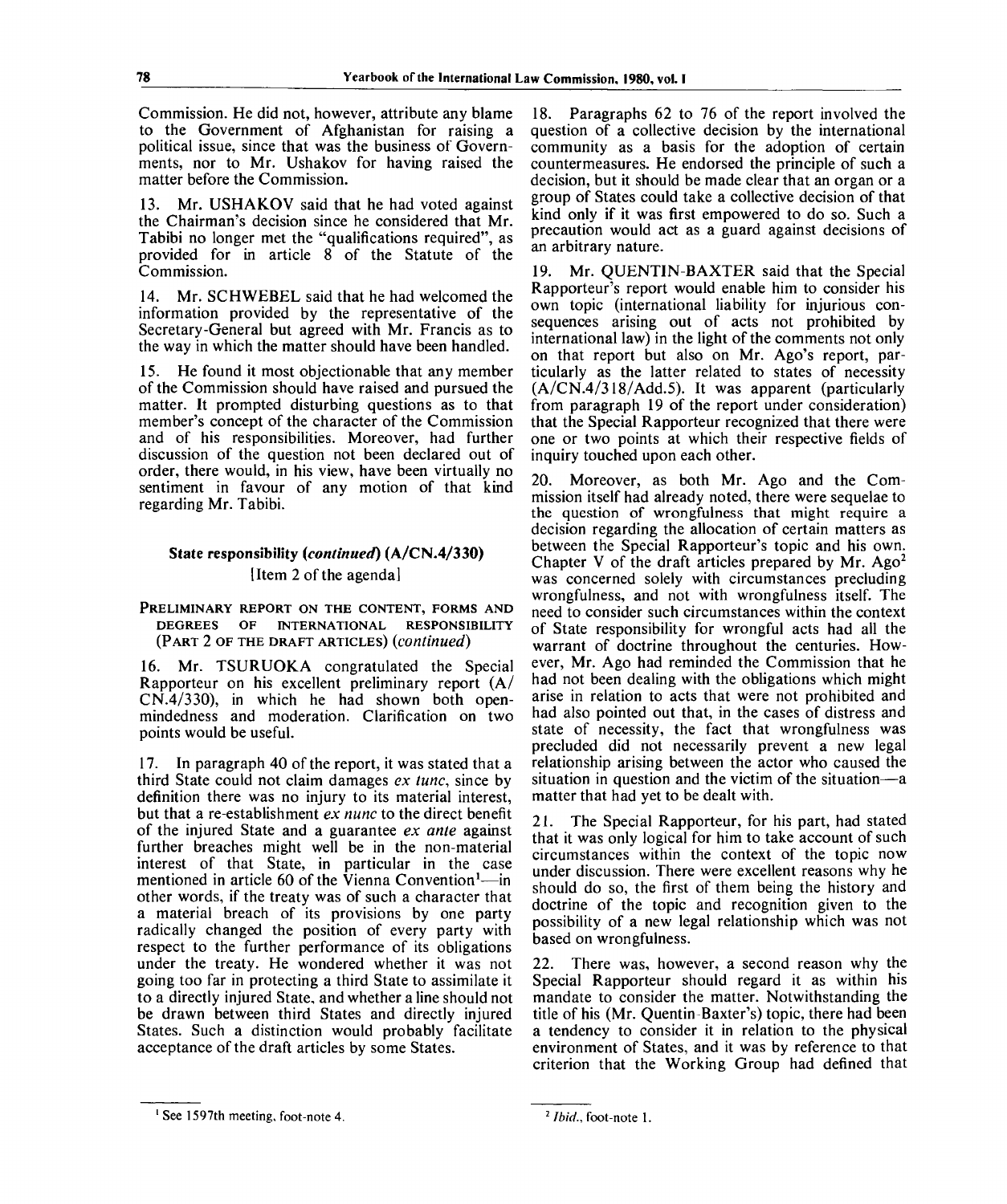Commission. He did not, however, attribute any blame to the Government of Afghanistan for raising a political issue, since that was the business of Governments, nor to Mr. Ushakov for having raised the matter before the Commission.

13. Mr. USHAKOV said that he had voted against the Chairman's decision since he considered that Mr. Tabibi no longer met the "qualifications required", as provided for in article 8 of the Statute of the Commission.

14. Mr. SCHWEBEL said that he had welcomed the information provided by the representative of the Secretary-General but agreed with Mr. Francis as to the way in which the matter should have been handled.

15. He found it most objectionable that any member of the Commission should have raised and pursued the matter. It prompted disturbing questions as to that member's concept of the character of the Commission and of his responsibilities. Moreover, had further discussion of the question not been declared out of order, there would, in his view, have been virtually no sentiment in favour of any motion of that kind regarding Mr. Tabibi.

## State responsibility (*continued*) (A/CN.4/330)

[Item 2 of the agenda]

### PRELIMINARY REPORT ON THE CONTENT, FORMS AND DEGREES OF INTERNATIONAL RESPONSIBILITY (PART 2 OF THE DRAFT ARTICLES) (*continued*)

16. Mr. TSURUOKA congratulated the Special Rapporteur on his excellent preliminary report (A/CN.4/330), in which he had shown both open-mindedness and moderation. Clarification on two points would be useful.

17. In paragraph 40 of the report, it was stated that a third State could not claim damages *ex tunc*, since by definition there was no injury to its material interest, but that a re-establishment *ex nunc* to the direct benefit of the injured State and a guarantee *ex ante* against further breaches might well be in the non-material interest of that State, in particular in the case mentioned in article 60 of the Vienna Convention[1]—in other words, if the treaty was of such a character that a material breach of its provisions by one party radically changed the position of every party with respect to the further performance of its obligations under the treaty. He wondered whether it was not going too far in protecting a third State to assimilate it to a directly injured State, and whether a line should not be drawn between third States and directly injured States. Such a distinction would probably facilitate acceptance of the draft articles by some States.

18. Paragraphs 62 to 76 of the report involved the question of a collective decision by the international community as a basis for the adoption of certain countermeasures. He endorsed the principle of such a decision, but it should be made clear that an organ or a group of States could take a collective decision of that kind only if it was first empowered to do so. Such a precaution would act as a guard against decisions of an arbitrary nature.

19. Mr. QUENTIN-BAXTER said that the Special Rapporteur's report would enable him to consider his own topic (international liability for injurious consequences arising out of acts not prohibited by international law) in the light of the comments not only on that report but also on Mr. Ago's report, particularly as the latter related to states of necessity (A/CN.4/318/Add.5). It was apparent (particularly from paragraph 19 of the report under consideration) that the Special Rapporteur recognized that there were one or two points at which their respective fields of inquiry touched upon each other.

20. Moreover, as both Mr. Ago and the Commission itself had already noted, there were sequelae to the question of wrongfulness that might require a decision regarding the allocation of certain matters as between the Special Rapporteur's topic and his own. Chapter V of the draft articles prepared by Mr. Ago[2] was concerned solely with circumstances precluding wrongfulness, and not with wrongfulness itself. The need to consider such circumstances within the context of State responsibility for wrongful acts had all the warrant of doctrine throughout the centuries. However, Mr. Ago had reminded the Commission that he had not been dealing with the obligations which might arise in relation to acts that were not prohibited and had also pointed out that, in the cases of distress and state of necessity, the fact that wrongfulness was precluded did not necessarily prevent a new legal relationship arising between the actor who caused the situation in question and the victim of the situation—a matter that had yet to be dealt with.

21. The Special Rapporteur, for his part, had stated that it was only logical for him to take account of such circumstances within the context of the topic now under discussion. There were excellent reasons why he should do so, the first of them being the history and doctrine of the topic and recognition given to the possibility of a new legal relationship which was not based on wrongfulness.

22. There was, however, a second reason why the Special Rapporteur should regard it as within his mandate to consider the matter. Notwithstanding the title of his (Mr. Quentin-Baxter's) topic, there had been a tendency to consider it in relation to the physical environment of States, and it was by reference to that criterion that the Working Group had defined that

[1] See 1597th meeting, foot-note 4.

[2] *Ibid.*, foot-note 1.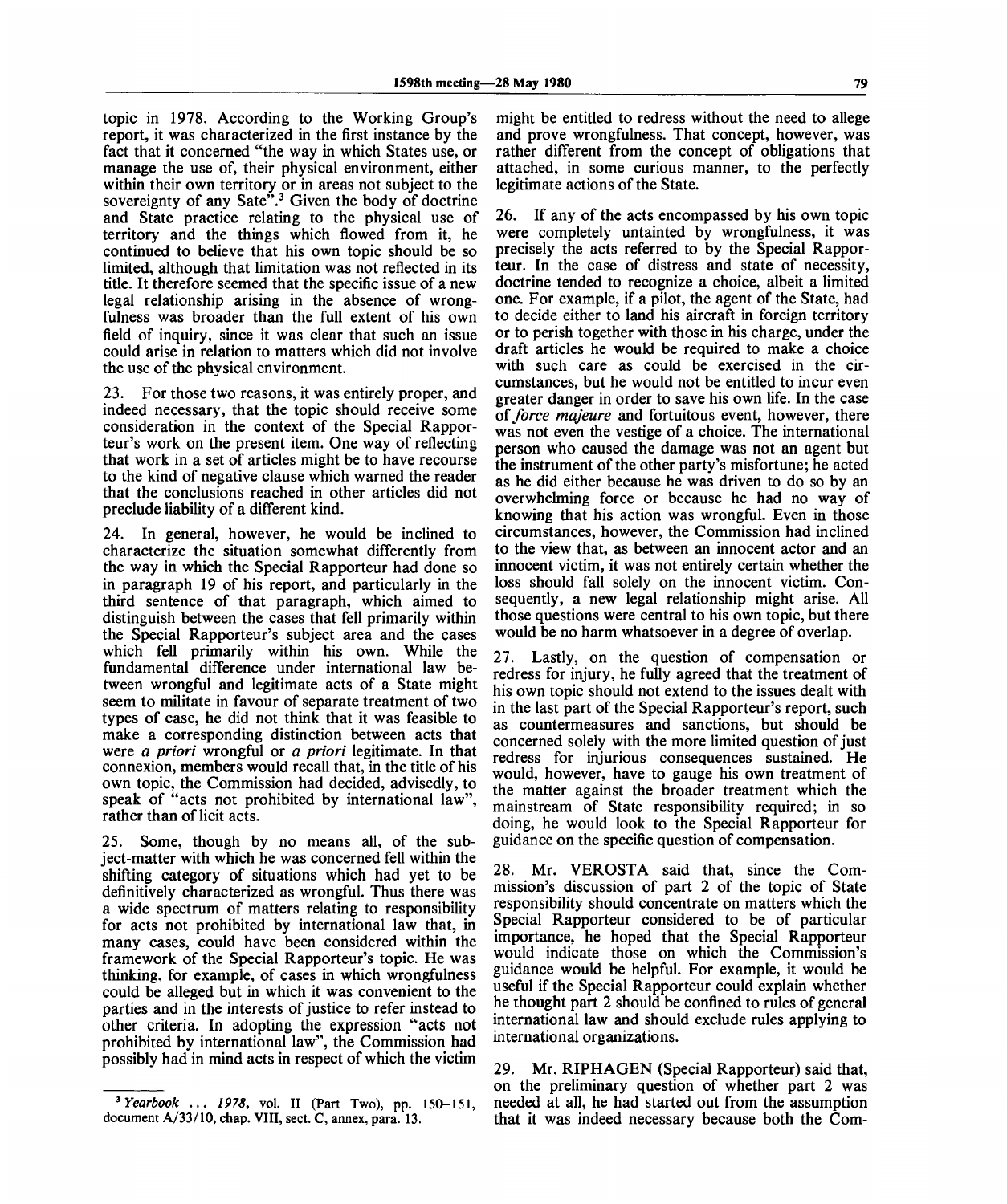topic in 1978. According to the Working Group's report, it was characterized in the first instance by the fact that it concerned "the way in which States use, or manage the use of, their physical environment, either within their own territory or in areas not subject to the sovereignty of any Sate".[3] Given the body of doctrine and State practice relating to the physical use of territory and the things which flowed from it, he continued to believe that his own topic should be so limited, although that limitation was not reflected in its title. It therefore seemed that the specific issue of a new legal relationship arising in the absence of wrongfulness was broader than the full extent of his own field of inquiry, since it was clear that such an issue could arise in relation to matters which did not involve the use of the physical environment.

23. For those two reasons, it was entirely proper, and indeed necessary, that the topic should receive some consideration in the context of the Special Rapporteur's work on the present item. One way of reflecting that work in a set of articles might be to have recourse to the kind of negative clause which warned the reader that the conclusions reached in other articles did not preclude liability of a different kind.

24. In general, however, he would be inclined to characterize the situation somewhat differently from the way in which the Special Rapporteur had done so in paragraph 19 of his report, and particularly in the third sentence of that paragraph, which aimed to distinguish between the cases that fell primarily within the Special Rapporteur's subject area and the cases which fell primarily within his own. While the fundamental difference under international law between wrongful and legitimate acts of a State might seem to militate in favour of separate treatment of two types of case, he did not think that it was feasible to make a corresponding distinction between acts that were *a priori* wrongful or *a priori* legitimate. In that connexion, members would recall that, in the title of his own topic, the Commission had decided, advisedly, to speak of "acts not prohibited by international law", rather than of licit acts.

25. Some, though by no means all, of the subject-matter with which he was concerned fell within the shifting category of situations which had yet to be definitively characterized as wrongful. Thus there was a wide spectrum of matters relating to responsibility for acts not prohibited by international law that, in many cases, could have been considered within the framework of the Special Rapporteur's topic. He was thinking, for example, of cases in which wrongfulness could be alleged but in which it was convenient to the parties and in the interests of justice to refer instead to other criteria. In adopting the expression "acts not prohibited by international law", the Commission had possibly had in mind acts in respect of which the victim might be entitled to redress without the need to allege and prove wrongfulness. That concept, however, was rather different from the concept of obligations that attached, in some curious manner, to the perfectly legitimate actions of the State.

26. If any of the acts encompassed by his own topic were completely untainted by wrongfulness, it was precisely the acts referred to by the Special Rapporteur. In the case of distress and state of necessity, doctrine tended to recognize a choice, albeit a limited one. For example, if a pilot, the agent of the State, had to decide either to land his aircraft in foreign territory or to perish together with those in his charge, under the draft articles he would be required to make a choice with such care as could be exercised in the circumstances, but he would not be entitled to incur even greater danger in order to save his own life. In the case of *force majeure* and fortuitous event, however, there was not even the vestige of a choice. The international person who caused the damage was not an agent but the instrument of the other party's misfortune; he acted as he did either because he was driven to do so by an overwhelming force or because he had no way of knowing that his action was wrongful. Even in those circumstances, however, the Commission had inclined to the view that, as between an innocent actor and an innocent victim, it was not entirely certain whether the loss should fall solely on the innocent victim. Consequently, a new legal relationship might arise. All those questions were central to his own topic, but there would be no harm whatsoever in a degree of overlap.

27. Lastly, on the question of compensation or redress for injury, he fully agreed that the treatment of his own topic should not extend to the issues dealt with in the last part of the Special Rapporteur's report, such as countermeasures and sanctions, but should be concerned solely with the more limited question of just redress for injurious consequences sustained. He would, however, have to gauge his own treatment of the matter against the broader treatment which the mainstream of State responsibility required; in so doing, he would look to the Special Rapporteur for guidance on the specific question of compensation.

28. Mr. VEROSTA said that, since the Commission's discussion of part 2 of the topic of State responsibility should concentrate on matters which the Special Rapporteur considered to be of particular importance, he hoped that the Special Rapporteur would indicate those on which the Commission's guidance would be helpful. For example, it would be useful if the Special Rapporteur could explain whether he thought part 2 should be confined to rules of general international law and should exclude rules applying to international organizations.

29. Mr. RIPHAGEN (Special Rapporteur) said that, on the preliminary question of whether part 2 was needed at all, he had started out from the assumption that it was indeed necessary because both the Com-

---

[3] *Yearbook ... 1978*, vol. II (Part Two), pp. 150–151, document A/33/10, chap. VIII, sect. C, annex, para. 13.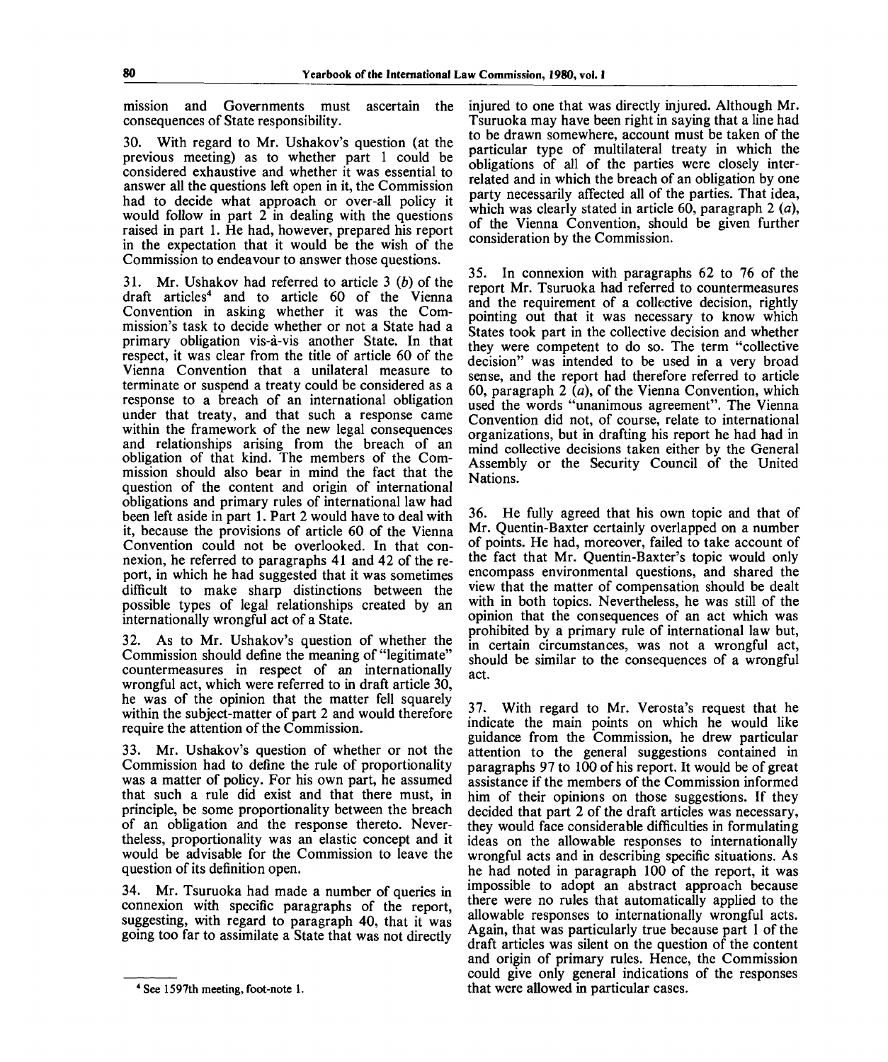mission and Governments must ascertain the consequences of State responsibility.

30. With regard to Mr. Ushakov's question (at the previous meeting) as to whether part 1 could be considered exhaustive and whether it was essential to answer all the questions left open in it, the Commission had to decide what approach or over-all policy it would follow in part 2 in dealing with the questions raised in part 1. He had, however, prepared his report in the expectation that it would be the wish of the Commission to endeavour to answer those questions.

31. Mr. Ushakov had referred to article 3 (*b*) of the draft articles[4] and to article 60 of the Vienna Convention in asking whether it was the Commission's task to decide whether or not a State had a primary obligation vis-à-vis another State. In that respect, it was clear from the title of article 60 of the Vienna Convention that a unilateral measure to terminate or suspend a treaty could be considered as a response to a breach of an international obligation under that treaty, and that such a response came within the framework of the new legal consequences and relationships arising from the breach of an obligation of that kind. The members of the Commission should also bear in mind the fact that the question of the content and origin of international obligations and primary rules of international law had been left aside in part 1. Part 2 would have to deal with it, because the provisions of article 60 of the Vienna Convention could not be overlooked. In that connexion, he referred to paragraphs 41 and 42 of the report, in which he had suggested that it was sometimes difficult to make sharp distinctions between the possible types of legal relationships created by an internationally wrongful act of a State.

32. As to Mr. Ushakov's question of whether the Commission should define the meaning of "legitimate" countermeasures in respect of an internationally wrongful act, which were referred to in draft article 30, he was of the opinion that the matter fell squarely within the subject-matter of part 2 and would therefore require the attention of the Commission.

33. Mr. Ushakov's question of whether or not the Commission had to define the rule of proportionality was a matter of policy. For his own part, he assumed that such a rule did exist and that there must, in principle, be some proportionality between the breach of an obligation and the response thereto. Nevertheless, proportionality was an elastic concept and it would be advisable for the Commission to leave the question of its definition open.

34. Mr. Tsuruoka had made a number of queries in connexion with specific paragraphs of the report, suggesting, with regard to paragraph 40, that it was going too far to assimilate a State that was not directly injured to one that was directly injured. Although Mr. Tsuruoka may have been right in saying that a line had to be drawn somewhere, account must be taken of the particular type of multilateral treaty in which the obligations of all of the parties were closely interrelated and in which the breach of an obligation by one party necessarily affected all of the parties. That idea, which was clearly stated in article 60, paragraph 2 (*a*), of the Vienna Convention, should be given further consideration by the Commission.

35. In connexion with paragraphs 62 to 76 of the report Mr. Tsuruoka had referred to countermeasures and the requirement of a collective decision, rightly pointing out that it was necessary to know which States took part in the collective decision and whether they were competent to do so. The term "collective decision" was intended to be used in a very broad sense, and the report had therefore referred to article 60, paragraph 2 (*a*), of the Vienna Convention, which used the words "unanimous agreement". The Vienna Convention did not, of course, relate to international organizations, but in drafting his report he had had in mind collective decisions taken either by the General Assembly or the Security Council of the United Nations.

36. He fully agreed that his own topic and that of Mr. Quentin-Baxter certainly overlapped on a number of points. He had, moreover, failed to take account of the fact that Mr. Quentin-Baxter's topic would only encompass environmental questions, and shared the view that the matter of compensation should be dealt with in both topics. Nevertheless, he was still of the opinion that the consequences of an act which was prohibited by a primary rule of international law but, in certain circumstances, was not a wrongful act, should be similar to the consequences of a wrongful act.

37. With regard to Mr. Verosta's request that he indicate the main points on which he would like guidance from the Commission, he drew particular attention to the general suggestions contained in paragraphs 97 to 100 of his report. It would be of great assistance if the members of the Commission informed him of their opinions on those suggestions. If they decided that part 2 of the draft articles was necessary, they would face considerable difficulties in formulating ideas on the allowable responses to internationally wrongful acts and in describing specific situations. As he had noted in paragraph 100 of the report, it was impossible to adopt an abstract approach because there were no rules that automatically applied to the allowable responses to internationally wrongful acts. Again, that was particularly true because part 1 of the draft articles was silent on the question of the content and origin of primary rules. Hence, the Commission could give only general indications of the responses that were allowed in particular cases.

---

[4] See 1597th meeting, foot-note 1.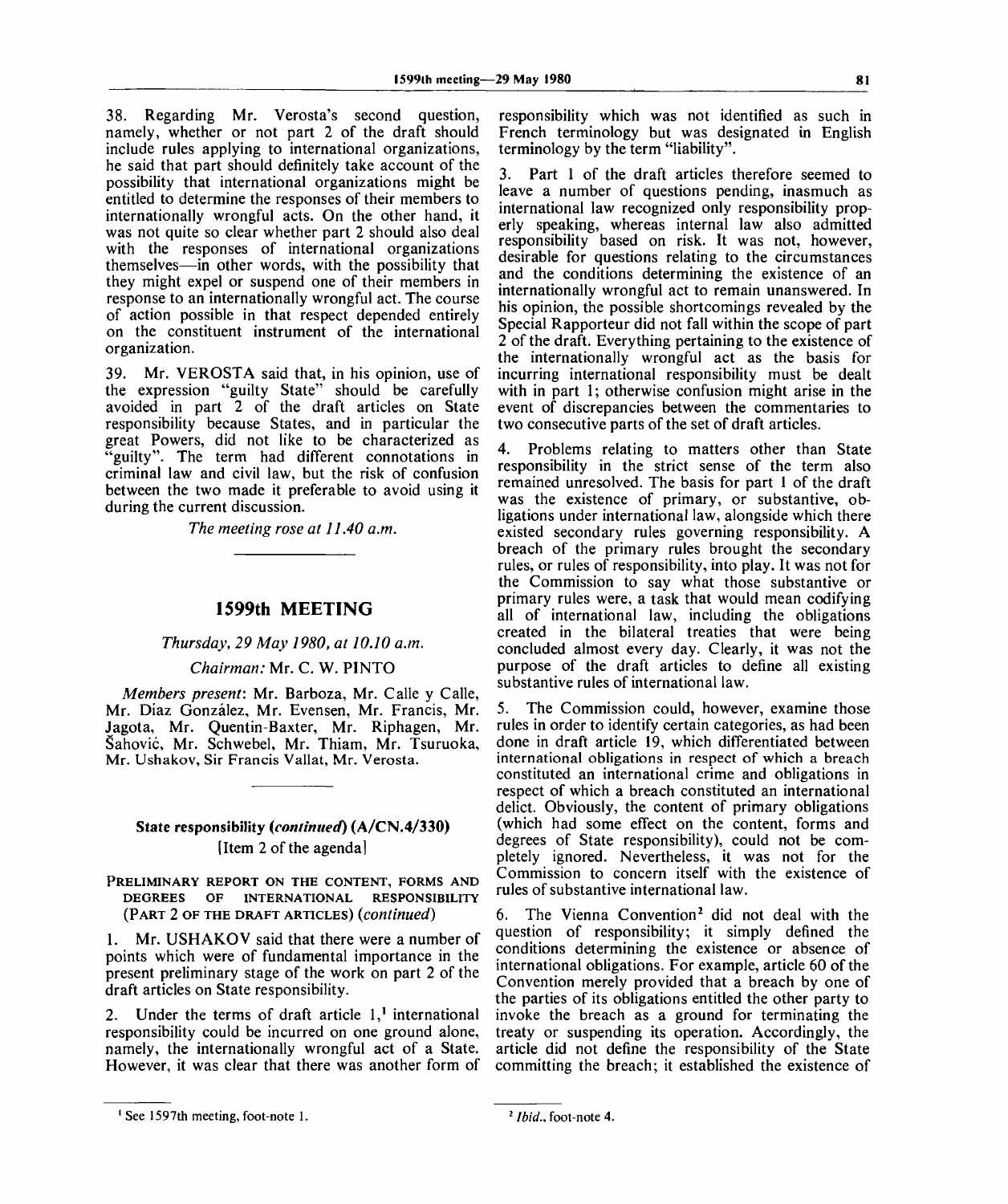38. Regarding Mr. Verosta's second question, namely, whether or not part 2 of the draft should include rules applying to international organizations, he said that part should definitely take account of the possibility that international organizations might be entitled to determine the responses of their members to internationally wrongful acts. On the other hand, it was not quite so clear whether part 2 should also deal with the responses of international organizations themselves—in other words, with the possibility that they might expel or suspend one of their members in response to an internationally wrongful act. The course of action possible in that respect depended entirely on the constituent instrument of the international organization.

39. Mr. VEROSTA said that, in his opinion, use of the expression "guilty State" should be carefully avoided in part 2 of the draft articles on State responsibility because States, and in particular the great Powers, did not like to be characterized as "guilty". The term had different connotations in criminal law and civil law, but the risk of confusion between the two made it preferable to avoid using it during the current discussion.

*The meeting rose at 11.40 a.m.*

---

## 1599th MEETING

*Thursday, 29 May 1980, at 10.10 a.m.*

*Chairman:* Mr. C. W. PINTO

*Members present:* Mr. Barboza, Mr. Calle y Calle, Mr. Díaz González, Mr. Evensen, Mr. Francis, Mr. Jagota, Mr. Quentin-Baxter, Mr. Riphagen, Mr. Šahović, Mr. Schwebel, Mr. Thiam, Mr. Tsuruoka, Mr. Ushakov, Sir Francis Vallat, Mr. Verosta.

---

### State responsibility (*continued*) (A/CN.4/330)

[Item 2 of the agenda]

PRELIMINARY REPORT ON THE CONTENT, FORMS AND DEGREES OF INTERNATIONAL RESPONSIBILITY (PART 2 OF THE DRAFT ARTICLES) (*continued*)

1. Mr. USHAKOV said that there were a number of points which were of fundamental importance in the present preliminary stage of the work on part 2 of the draft articles on State responsibility.

2. Under the terms of draft article 1,[1] international responsibility could be incurred on one ground alone, namely, the internationally wrongful act of a State. However, it was clear that there was another form of responsibility which was not identified as such in French terminology but was designated in English terminology by the term "liability".

3. Part 1 of the draft articles therefore seemed to leave a number of questions pending, inasmuch as international law recognized only responsibility properly speaking, whereas internal law also admitted responsibility based on risk. It was not, however, desirable for questions relating to the circumstances and the conditions determining the existence of an internationally wrongful act to remain unanswered. In his opinion, the possible shortcomings revealed by the Special Rapporteur did not fall within the scope of part 2 of the draft. Everything pertaining to the existence of the internationally wrongful act as the basis for incurring international responsibility must be dealt with in part 1; otherwise confusion might arise in the event of discrepancies between the commentaries to two consecutive parts of the set of draft articles.

4. Problems relating to matters other than State responsibility in the strict sense of the term also remained unresolved. The basis for part 1 of the draft was the existence of primary, or substantive, obligations under international law, alongside which there existed secondary rules governing responsibility. A breach of the primary rules brought the secondary rules, or rules of responsibility, into play. It was not for the Commission to say what those substantive or primary rules were, a task that would mean codifying all of international law, including the obligations created in the bilateral treaties that were being concluded almost every day. Clearly, it was not the purpose of the draft articles to define all existing substantive rules of international law.

5. The Commission could, however, examine those rules in order to identify certain categories, as had been done in draft article 19, which differentiated between international obligations in respect of which a breach constituted an international crime and obligations in respect of which a breach constituted an international delict. Obviously, the content of primary obligations (which had some effect on the content, forms and degrees of State responsibility), could not be completely ignored. Nevertheless, it was not for the Commission to concern itself with the existence of rules of substantive international law.

6. The Vienna Convention[2] did not deal with the question of responsibility; it simply defined the conditions determining the existence or absence of international obligations. For example, article 60 of the Convention merely provided that a breach by one of the parties of its obligations entitled the other party to invoke the breach as a ground for terminating the treaty or suspending its operation. Accordingly, the article did not define the responsibility of the State committing the breach; it established the existence of

---

[1] See 1597th meeting, foot-note 1.

[2] *Ibid.*, foot-note 4.